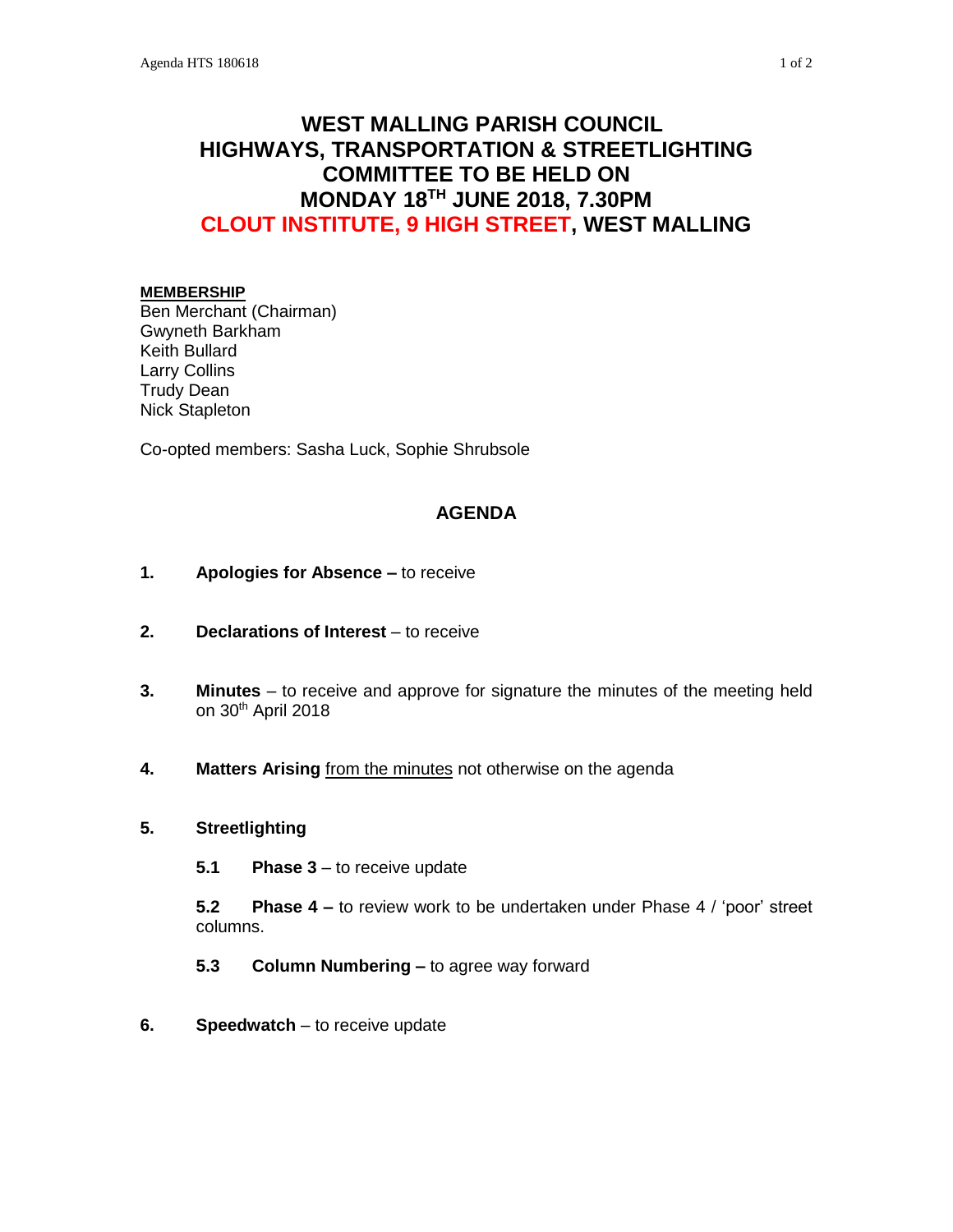# WEST MALLING PARISH COUNCIL
# HIGHWAYS, TRANSPORTATION & STREETLIGHTING COMMITTEE TO BE HELD ON
# MONDAY 18TH JUNE 2018, 7.30PM
# CLOUT INSTITUTE, 9 HIGH STREET, WEST MALLING

**MEMBERSHIP**

Ben Merchant (Chairman)
Gwyneth Barkham
Keith Bullard
Larry Collins
Trudy Dean
Nick Stapleton

Co-opted members: Sasha Luck, Sophie Shrubsole

## AGENDA

1. **Apologies for Absence –** to receive

2. **Declarations of Interest** – to receive

3. **Minutes** – to receive and approve for signature the minutes of the meeting held on 30th April 2018

4. **Matters Arising** from the minutes not otherwise on the agenda

5. **Streetlighting**

   **5.1 Phase 3** – to receive update

   **5.2 Phase 4 –** to review work to be undertaken under Phase 4 / 'poor' street columns.

   **5.3 Column Numbering –** to agree way forward

6. **Speedwatch** – to receive update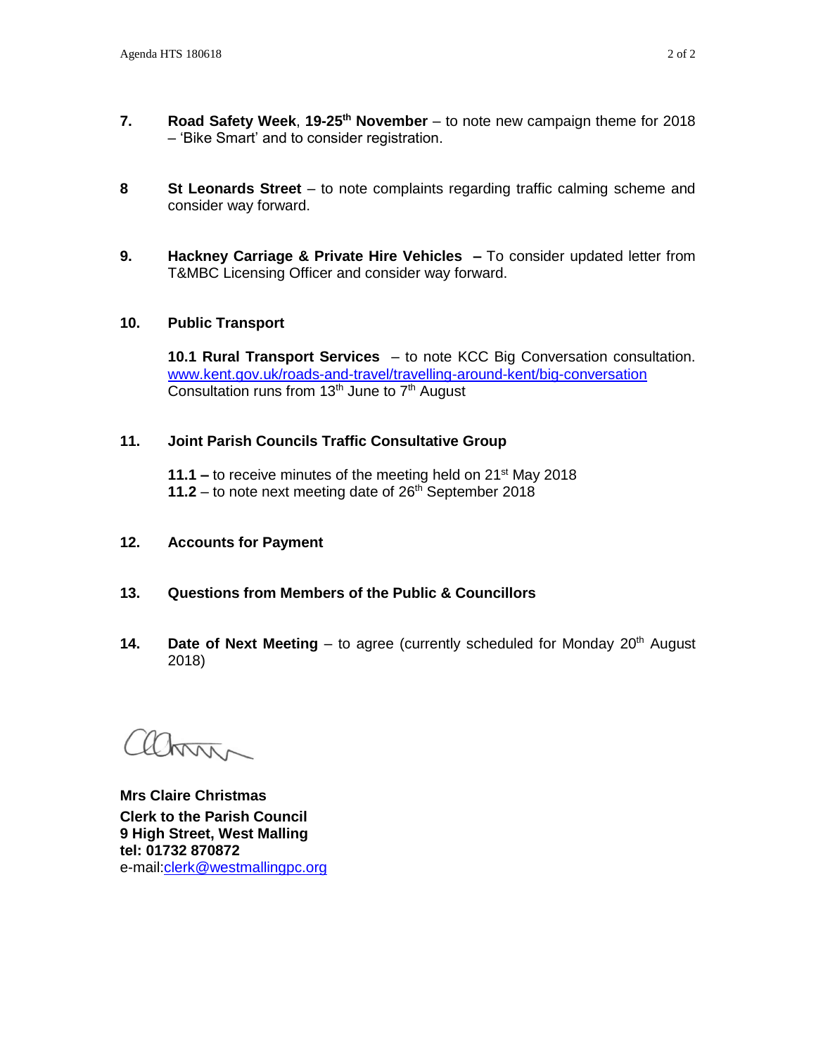7. **Road Safety Week**, **19-25th November** – to note new campaign theme for 2018 – 'Bike Smart' and to consider registration.

8 **St Leonards Street** – to note complaints regarding traffic calming scheme and consider way forward.

9. **Hackney Carriage & Private Hire Vehicles –** To consider updated letter from T&MBC Licensing Officer and consider way forward.

10. **Public Transport**

    **10.1 Rural Transport Services** – to note KCC Big Conversation consultation. www.kent.gov.uk/roads-and-travel/travelling-around-kent/big-conversation Consultation runs from 13th June to 7th August

11. **Joint Parish Councils Traffic Consultative Group**

    **11.1 –** to receive minutes of the meeting held on 21st May 2018
    **11.2** – to note next meeting date of 26th September 2018

12. **Accounts for Payment**

13. **Questions from Members of the Public & Councillors**

14. **Date of Next Meeting** – to agree (currently scheduled for Monday 20th August 2018)

**Mrs Claire Christmas**
**Clerk to the Parish Council**
**9 High Street, West Malling**
**tel: 01732 870872**
e-mail:clerk@westmallingpc.org